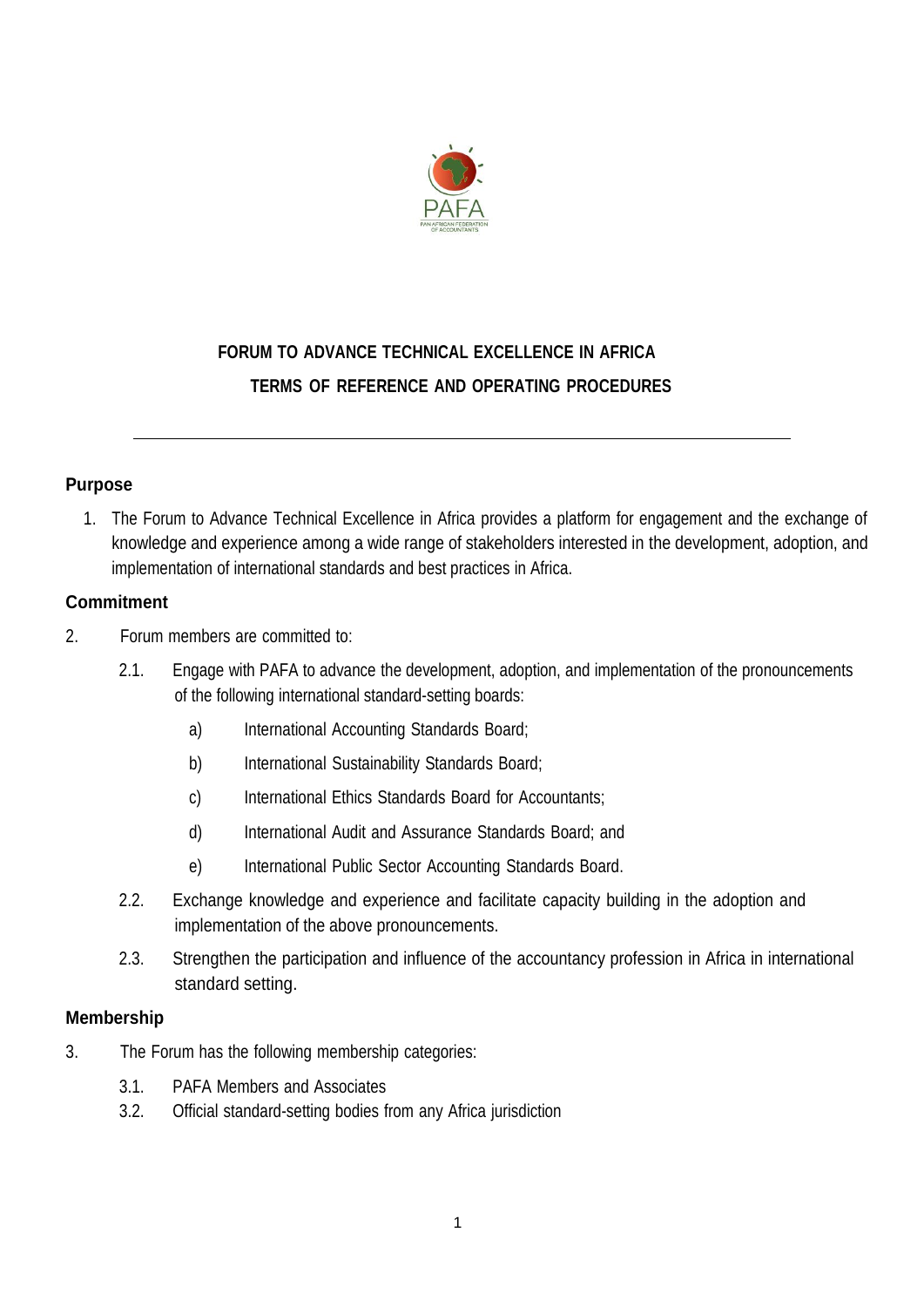# FORUM TO ADVANCE TECHNICAL EXCELLENCE IN AFRICA

## TERMS OF REFERENCE AND OPERATING PROCEDURES

---

### Purpose

1. The Forum to Advance Technical Excellence in Africa provides a platform for engagement and the exchange of knowledge and experience among a wide range of stakeholders interested in the development, adoption, and implementation of international standards and best practices in Africa.

### Commitment

2. Forum members are committed to:

   2.1. Engage with PAFA to advance the development, adoption, and implementation of the pronouncements of the following international standard-setting boards:

   a) International Accounting Standards Board;

   b) International Sustainability Standards Board;

   c) International Ethics Standards Board for Accountants;

   d) International Audit and Assurance Standards Board; and

   e) International Public Sector Accounting Standards Board.

   2.2. Exchange knowledge and experience and facilitate capacity building in the adoption and implementation of the above pronouncements.

   2.3. Strengthen the participation and influence of the accountancy profession in Africa in international standard setting.

### Membership

3. The Forum has the following membership categories:

   3.1. PAFA Members and Associates

   3.2. Official standard-setting bodies from any Africa jurisdiction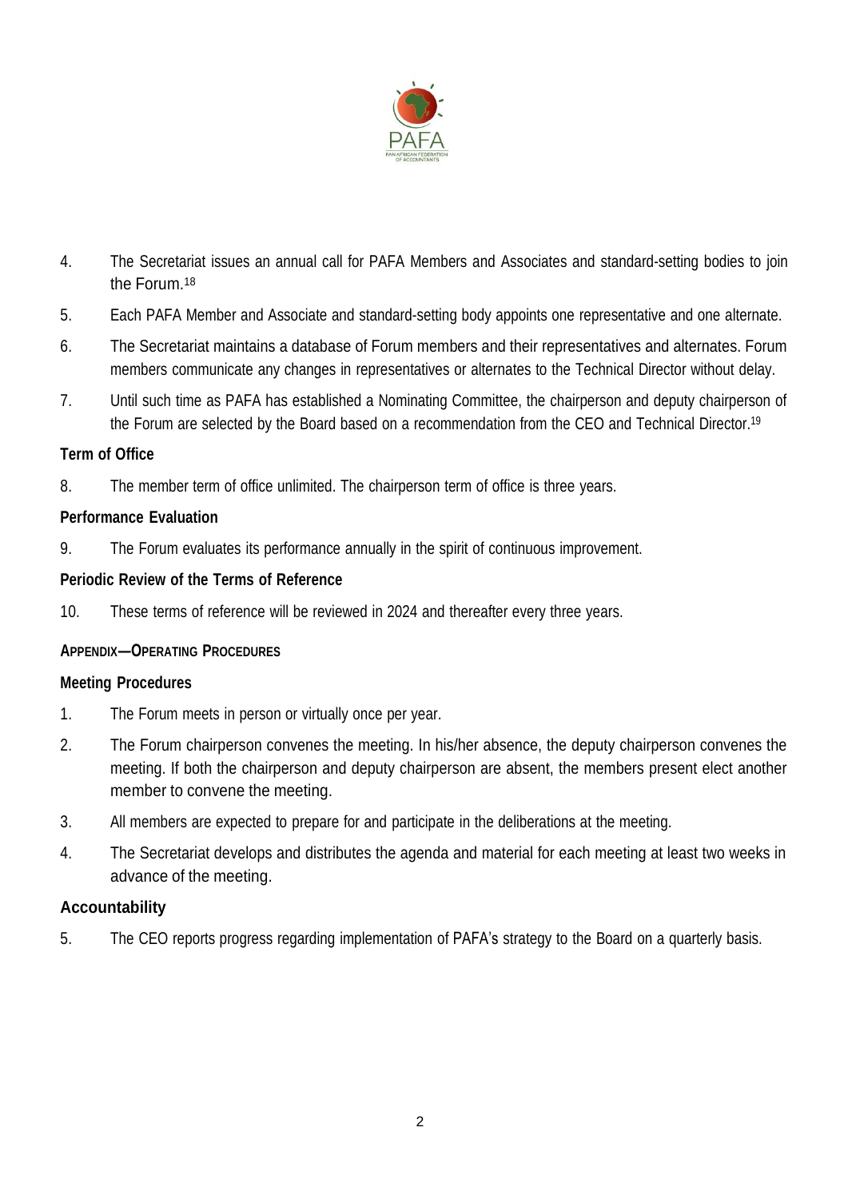4. The Secretariat issues an annual call for PAFA Members and Associates and standard-setting bodies to join the Forum.[18]

5. Each PAFA Member and Associate and standard-setting body appoints one representative and one alternate.

6. The Secretariat maintains a database of Forum members and their representatives and alternates. Forum members communicate any changes in representatives or alternates to the Technical Director without delay.

7. Until such time as PAFA has established a Nominating Committee, the chairperson and deputy chairperson of the Forum are selected by the Board based on a recommendation from the CEO and Technical Director.[19]

### Term of Office

8. The member term of office unlimited. The chairperson term of office is three years.

### Performance Evaluation

9. The Forum evaluates its performance annually in the spirit of continuous improvement.

### Periodic Review of the Terms of Reference

10. These terms of reference will be reviewed in 2024 and thereafter every three years.

## APPENDIX—OPERATING PROCEDURES

### Meeting Procedures

1. The Forum meets in person or virtually once per year.

2. The Forum chairperson convenes the meeting. In his/her absence, the deputy chairperson convenes the meeting. If both the chairperson and deputy chairperson are absent, the members present elect another member to convene the meeting.

3. All members are expected to prepare for and participate in the deliberations at the meeting.

4. The Secretariat develops and distributes the agenda and material for each meeting at least two weeks in advance of the meeting.

### Accountability

5. The CEO reports progress regarding implementation of PAFA's strategy to the Board on a quarterly basis.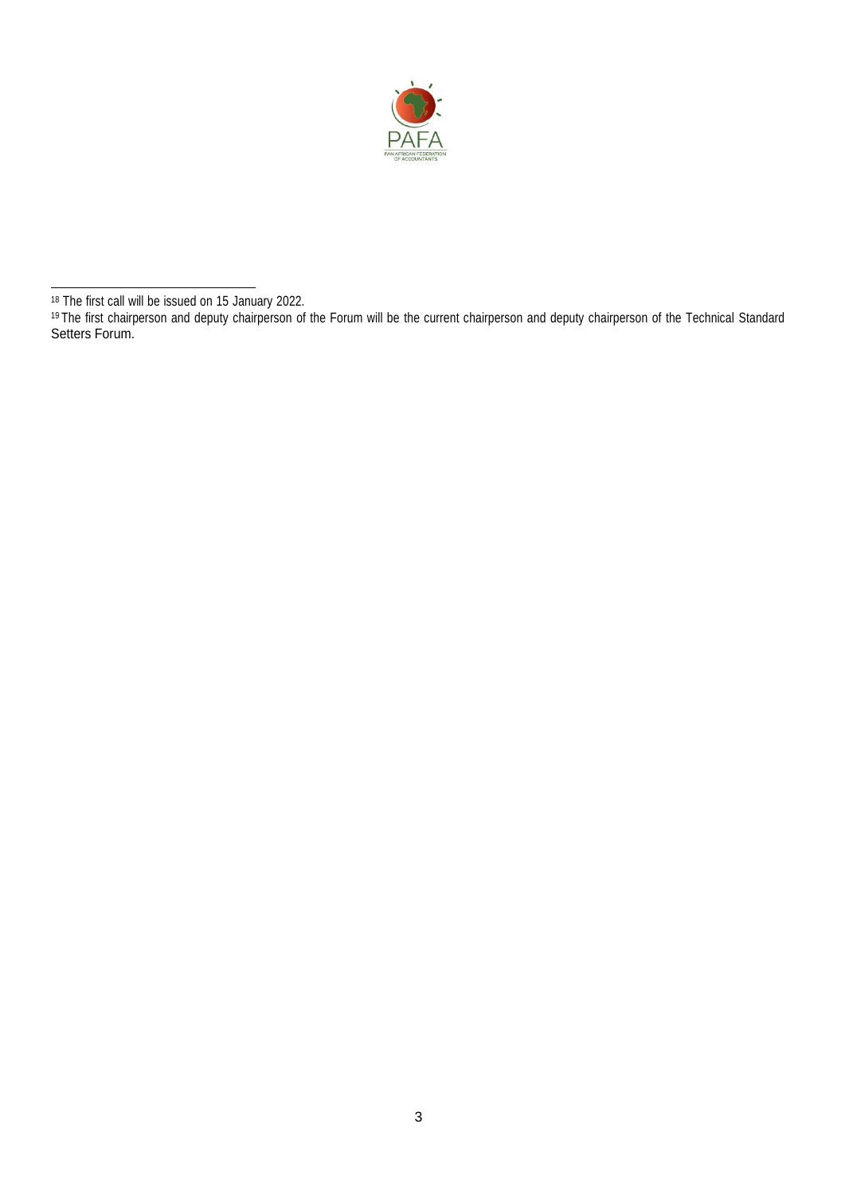[18] The first call will be issued on 15 January 2022.

[19] The first chairperson and deputy chairperson of the Forum will be the current chairperson and deputy chairperson of the Technical Standard Setters Forum.